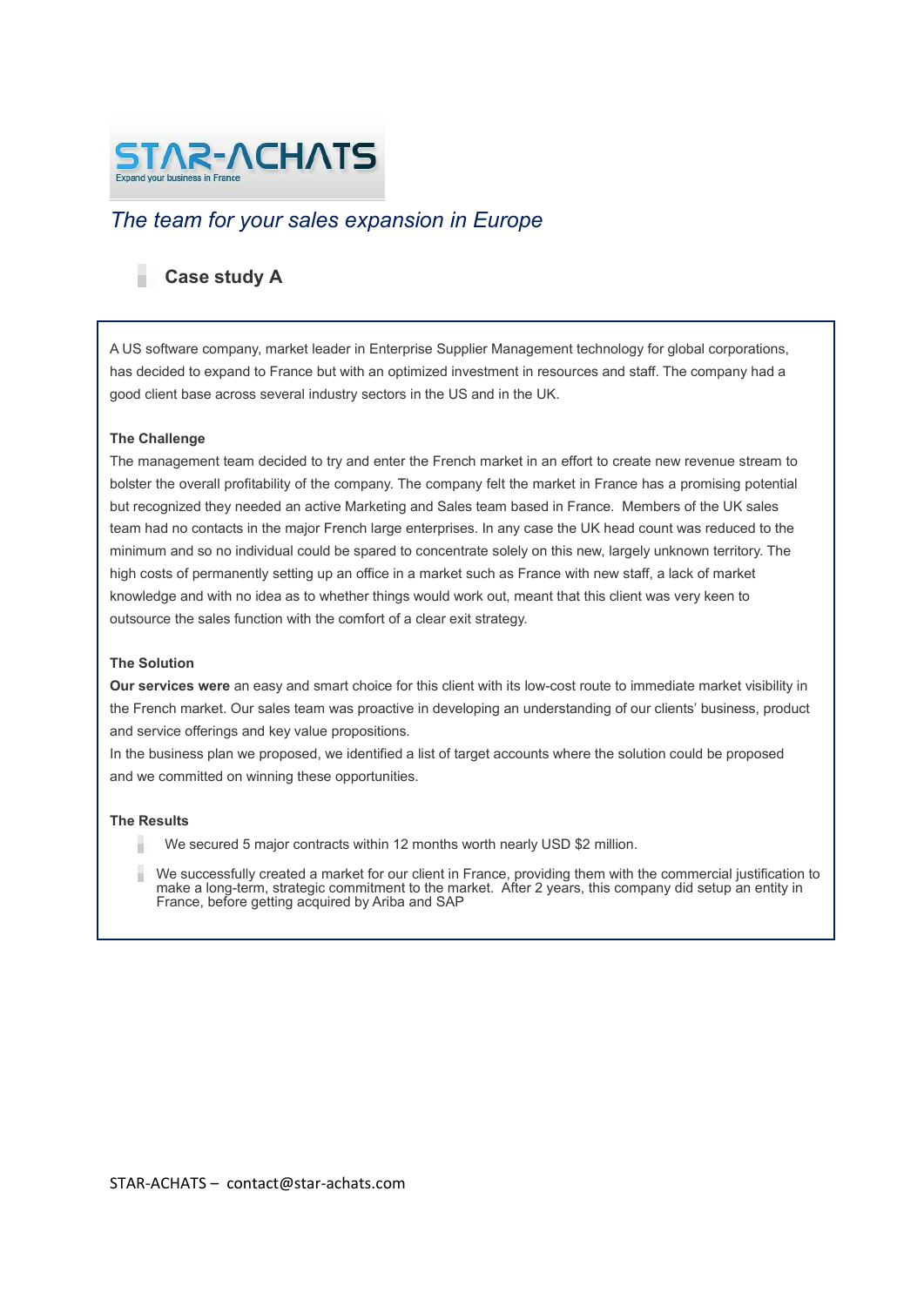# STAR-ACHATS

Expand your business in France

*The team for your sales expansion in Europe*

## Case study A

A US software company, market leader in Enterprise Supplier Management technology for global corporations, has decided to expand to France but with an optimized investment in resources and staff. The company had a good client base across several industry sectors in the US and in the UK.

**The Challenge**

The management team decided to try and enter the French market in an effort to create new revenue stream to bolster the overall profitability of the company. The company felt the market in France has a promising potential but recognized they needed an active Marketing and Sales team based in France. Members of the UK sales team had no contacts in the major French large enterprises. In any case the UK head count was reduced to the minimum and so no individual could be spared to concentrate solely on this new, largely unknown territory. The high costs of permanently setting up an office in a market such as France with new staff, a lack of market knowledge and with no idea as to whether things would work out, meant that this client was very keen to outsource the sales function with the comfort of a clear exit strategy.

**The Solution**

**Our services were** an easy and smart choice for this client with its low-cost route to immediate market visibility in the French market. Our sales team was proactive in developing an understanding of our clients' business, product and service offerings and key value propositions.

In the business plan we proposed, we identified a list of target accounts where the solution could be proposed and we committed on winning these opportunities.

**The Results**

- We secured 5 major contracts within 12 months worth nearly USD $2 million.
- We successfully created a market for our client in France, providing them with the commercial justification to make a long-term, strategic commitment to the market. After 2 years, this company did setup an entity in France, before getting acquired by Ariba and SAP

STAR-ACHATS – contact@star-achats.com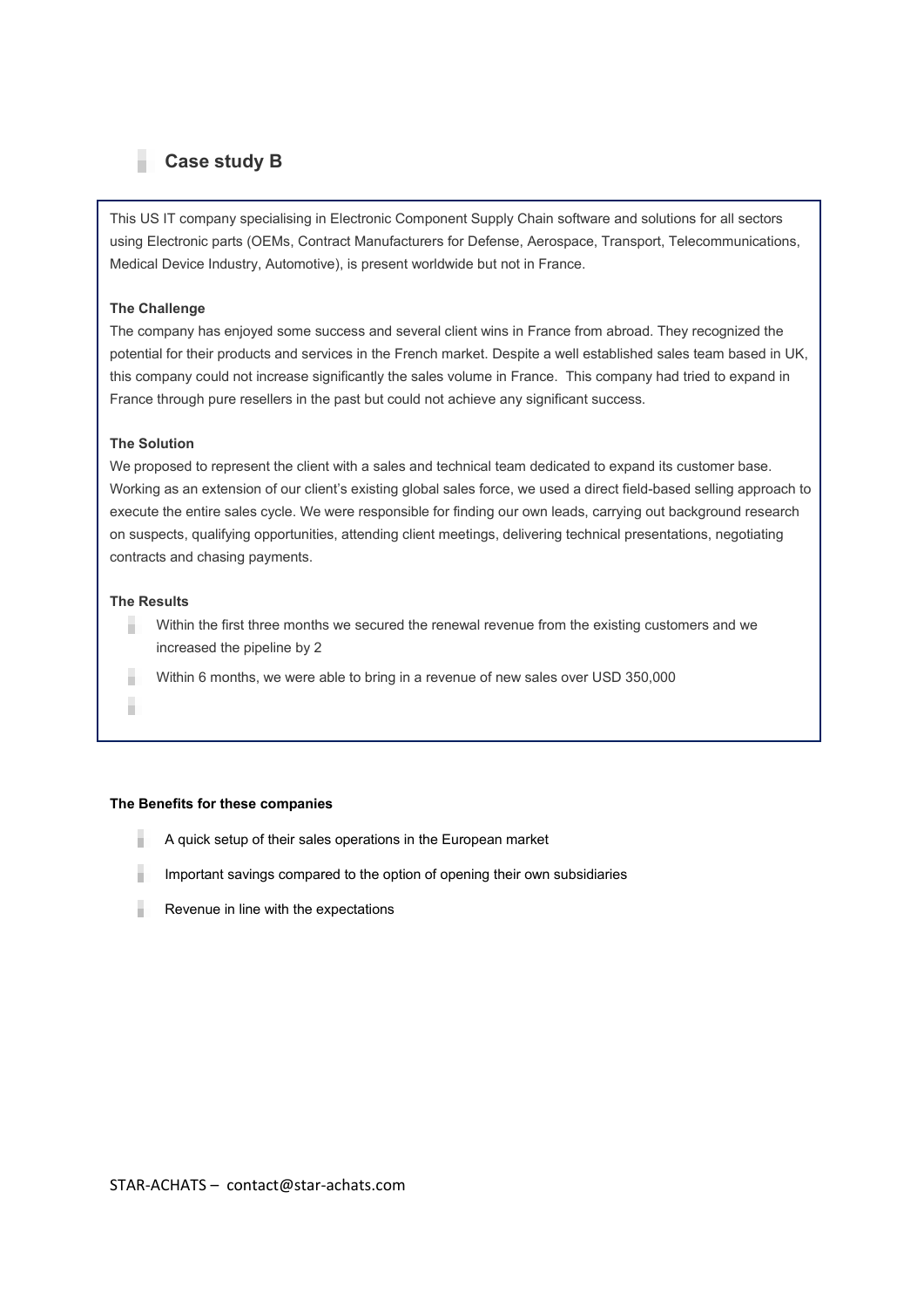## Case study B

This US IT company specialising in Electronic Component Supply Chain software and solutions for all sectors using Electronic parts (OEMs, Contract Manufacturers for Defense, Aerospace, Transport, Telecommunications, Medical Device Industry, Automotive), is present worldwide but not in France.

**The Challenge**

The company has enjoyed some success and several client wins in France from abroad. They recognized the potential for their products and services in the French market. Despite a well established sales team based in UK, this company could not increase significantly the sales volume in France. This company had tried to expand in France through pure resellers in the past but could not achieve any significant success.

**The Solution**

We proposed to represent the client with a sales and technical team dedicated to expand its customer base. Working as an extension of our client's existing global sales force, we used a direct field-based selling approach to execute the entire sales cycle. We were responsible for finding our own leads, carrying out background research on suspects, qualifying opportunities, attending client meetings, delivering technical presentations, negotiating contracts and chasing payments.

**The Results**

- Within the first three months we secured the renewal revenue from the existing customers and we increased the pipeline by 2
- Within 6 months, we were able to bring in a revenue of new sales over USD 350,000

**The Benefits for these companies**

- A quick setup of their sales operations in the European market
- Important savings compared to the option of opening their own subsidiaries
- Revenue in line with the expectations

STAR-ACHATS – contact@star-achats.com